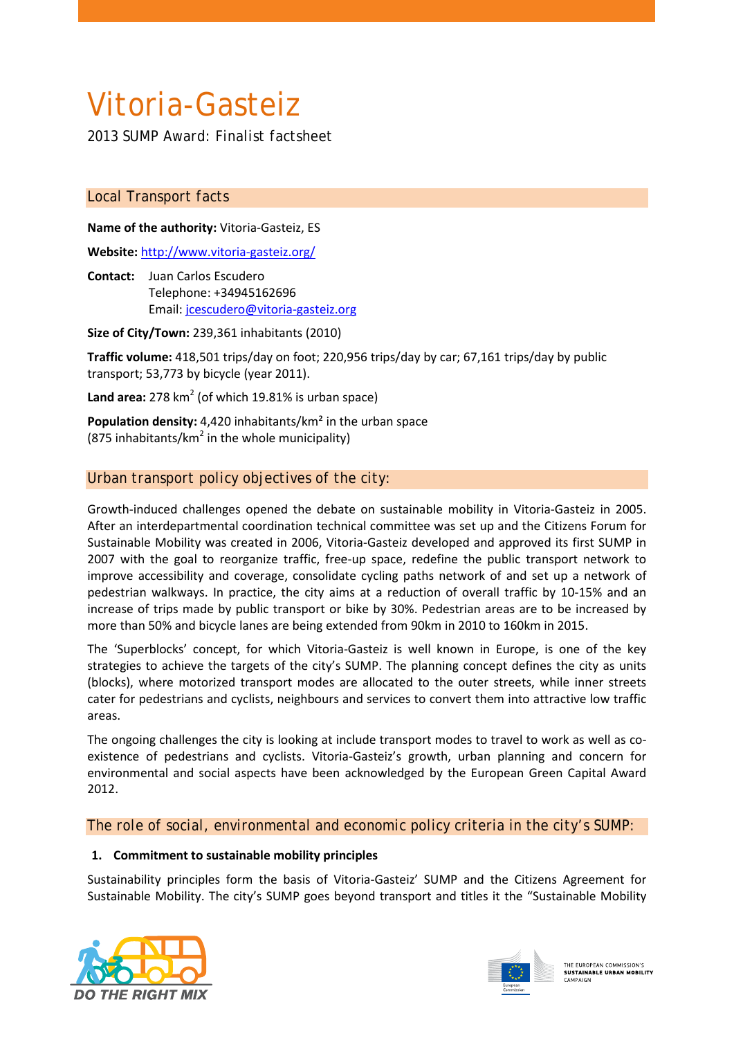# Vitoria-Gasteiz

2013 SUMP Award: Finalist factsheet

## Local Transport facts

**Name of the authority:** Vitoria-Gasteiz, ES

**Website:** http://www.vitoria-gasteiz.org/

**Contact:** Juan Carlos Escudero
Telephone: +34945162696
Email: jcescudero@vitoria-gasteiz.org

**Size of City/Town:** 239,361 inhabitants (2010)

**Traffic volume:** 418,501 trips/day on foot; 220,956 trips/day by car; 67,161 trips/day by public transport; 53,773 by bicycle (year 2011).

**Land area:** 278 km$^2$ (of which 19.81% is urban space)

**Population density:** 4,420 inhabitants/km² in the urban space
(875 inhabitants/km$^2$ in the whole municipality)

## Urban transport policy objectives of the city:

Growth-induced challenges opened the debate on sustainable mobility in Vitoria-Gasteiz in 2005. After an interdepartmental coordination technical committee was set up and the Citizens Forum for Sustainable Mobility was created in 2006, Vitoria-Gasteiz developed and approved its first SUMP in 2007 with the goal to reorganize traffic, free-up space, redefine the public transport network to improve accessibility and coverage, consolidate cycling paths network of and set up a network of pedestrian walkways. In practice, the city aims at a reduction of overall traffic by 10-15% and an increase of trips made by public transport or bike by 30%. Pedestrian areas are to be increased by more than 50% and bicycle lanes are being extended from 90km in 2010 to 160km in 2015.

The 'Superblocks' concept, for which Vitoria-Gasteiz is well known in Europe, is one of the key strategies to achieve the targets of the city's SUMP. The planning concept defines the city as units (blocks), where motorized transport modes are allocated to the outer streets, while inner streets cater for pedestrians and cyclists, neighbours and services to convert them into attractive low traffic areas.

The ongoing challenges the city is looking at include transport modes to travel to work as well as co-existence of pedestrians and cyclists. Vitoria-Gasteiz's growth, urban planning and concern for environmental and social aspects have been acknowledged by the European Green Capital Award 2012.

## The role of social, environmental and economic policy criteria in the city's SUMP:

### 1. Commitment to sustainable mobility principles

Sustainability principles form the basis of Vitoria-Gasteiz' SUMP and the Citizens Agreement for Sustainable Mobility. The city's SUMP goes beyond transport and titles it the "Sustainable Mobility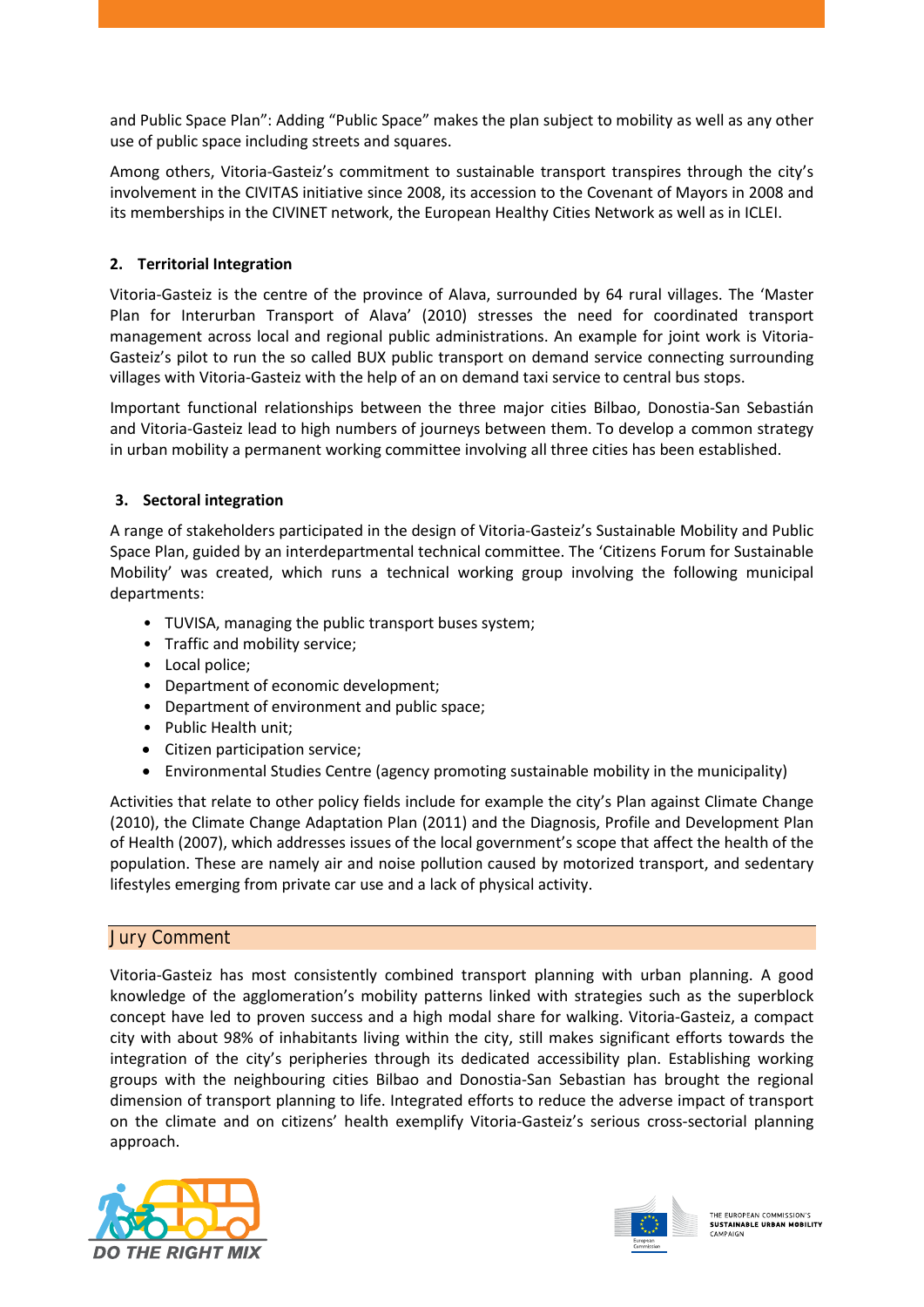and Public Space Plan": Adding "Public Space" makes the plan subject to mobility as well as any other use of public space including streets and squares.

Among others, Vitoria-Gasteiz's commitment to sustainable transport transpires through the city's involvement in the CIVITAS initiative since 2008, its accession to the Covenant of Mayors in 2008 and its memberships in the CIVINET network, the European Healthy Cities Network as well as in ICLEI.

## 2. Territorial Integration

Vitoria-Gasteiz is the centre of the province of Alava, surrounded by 64 rural villages. The 'Master Plan for Interurban Transport of Alava' (2010) stresses the need for coordinated transport management across local and regional public administrations. An example for joint work is Vitoria-Gasteiz's pilot to run the so called BUX public transport on demand service connecting surrounding villages with Vitoria-Gasteiz with the help of an on demand taxi service to central bus stops.

Important functional relationships between the three major cities Bilbao, Donostia-San Sebastián and Vitoria-Gasteiz lead to high numbers of journeys between them. To develop a common strategy in urban mobility a permanent working committee involving all three cities has been established.

## 3. Sectoral integration

A range of stakeholders participated in the design of Vitoria-Gasteiz's Sustainable Mobility and Public Space Plan, guided by an interdepartmental technical committee. The 'Citizens Forum for Sustainable Mobility' was created, which runs a technical working group involving the following municipal departments:

- TUVISA, managing the public transport buses system;
- Traffic and mobility service;
- Local police;
- Department of economic development;
- Department of environment and public space;
- Public Health unit;
- Citizen participation service;
- Environmental Studies Centre (agency promoting sustainable mobility in the municipality)

Activities that relate to other policy fields include for example the city's Plan against Climate Change (2010), the Climate Change Adaptation Plan (2011) and the Diagnosis, Profile and Development Plan of Health (2007), which addresses issues of the local government's scope that affect the health of the population. These are namely air and noise pollution caused by motorized transport, and sedentary lifestyles emerging from private car use and a lack of physical activity.

## Jury Comment

Vitoria-Gasteiz has most consistently combined transport planning with urban planning. A good knowledge of the agglomeration's mobility patterns linked with strategies such as the superblock concept have led to proven success and a high modal share for walking. Vitoria-Gasteiz, a compact city with about 98% of inhabitants living within the city, still makes significant efforts towards the integration of the city's peripheries through its dedicated accessibility plan. Establishing working groups with the neighbouring cities Bilbao and Donostia-San Sebastian has brought the regional dimension of transport planning to life. Integrated efforts to reduce the adverse impact of transport on the climate and on citizens' health exemplify Vitoria-Gasteiz's serious cross-sectorial planning approach.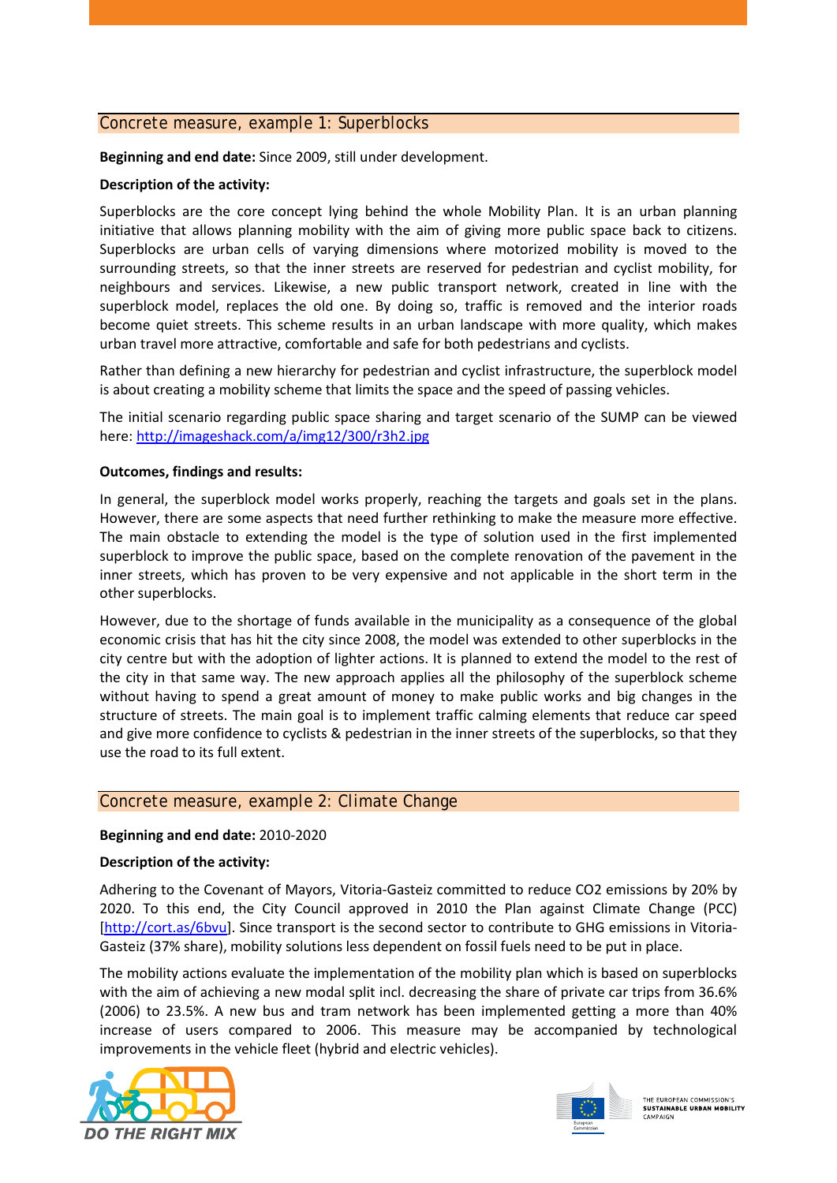## Concrete measure, example 1: Superblocks

**Beginning and end date:** Since 2009, still under development.

**Description of the activity:**

Superblocks are the core concept lying behind the whole Mobility Plan. It is an urban planning initiative that allows planning mobility with the aim of giving more public space back to citizens. Superblocks are urban cells of varying dimensions where motorized mobility is moved to the surrounding streets, so that the inner streets are reserved for pedestrian and cyclist mobility, for neighbours and services. Likewise, a new public transport network, created in line with the superblock model, replaces the old one. By doing so, traffic is removed and the interior roads become quiet streets. This scheme results in an urban landscape with more quality, which makes urban travel more attractive, comfortable and safe for both pedestrians and cyclists.

Rather than defining a new hierarchy for pedestrian and cyclist infrastructure, the superblock model is about creating a mobility scheme that limits the space and the speed of passing vehicles.

The initial scenario regarding public space sharing and target scenario of the SUMP can be viewed here: http://imageshack.com/a/img12/300/r3h2.jpg

**Outcomes, findings and results:**

In general, the superblock model works properly, reaching the targets and goals set in the plans. However, there are some aspects that need further rethinking to make the measure more effective. The main obstacle to extending the model is the type of solution used in the first implemented superblock to improve the public space, based on the complete renovation of the pavement in the inner streets, which has proven to be very expensive and not applicable in the short term in the other superblocks.

However, due to the shortage of funds available in the municipality as a consequence of the global economic crisis that has hit the city since 2008, the model was extended to other superblocks in the city centre but with the adoption of lighter actions. It is planned to extend the model to the rest of the city in that same way. The new approach applies all the philosophy of the superblock scheme without having to spend a great amount of money to make public works and big changes in the structure of streets. The main goal is to implement traffic calming elements that reduce car speed and give more confidence to cyclists & pedestrian in the inner streets of the superblocks, so that they use the road to its full extent.

## Concrete measure, example 2: Climate Change

**Beginning and end date:** 2010-2020

**Description of the activity:**

Adhering to the Covenant of Mayors, Vitoria-Gasteiz committed to reduce $CO_2$ emissions by 20% by 2020. To this end, the City Council approved in 2010 the Plan against Climate Change (PCC) [http://cort.as/6bvu]. Since transport is the second sector to contribute to GHG emissions in Vitoria-Gasteiz (37% share), mobility solutions less dependent on fossil fuels need to be put in place.

The mobility actions evaluate the implementation of the mobility plan which is based on superblocks with the aim of achieving a new modal split incl. decreasing the share of private car trips from 36.6% (2006) to 23.5%. A new bus and tram network has been implemented getting a more than 40% increase of users compared to 2006. This measure may be accompanied by technological improvements in the vehicle fleet (hybrid and electric vehicles).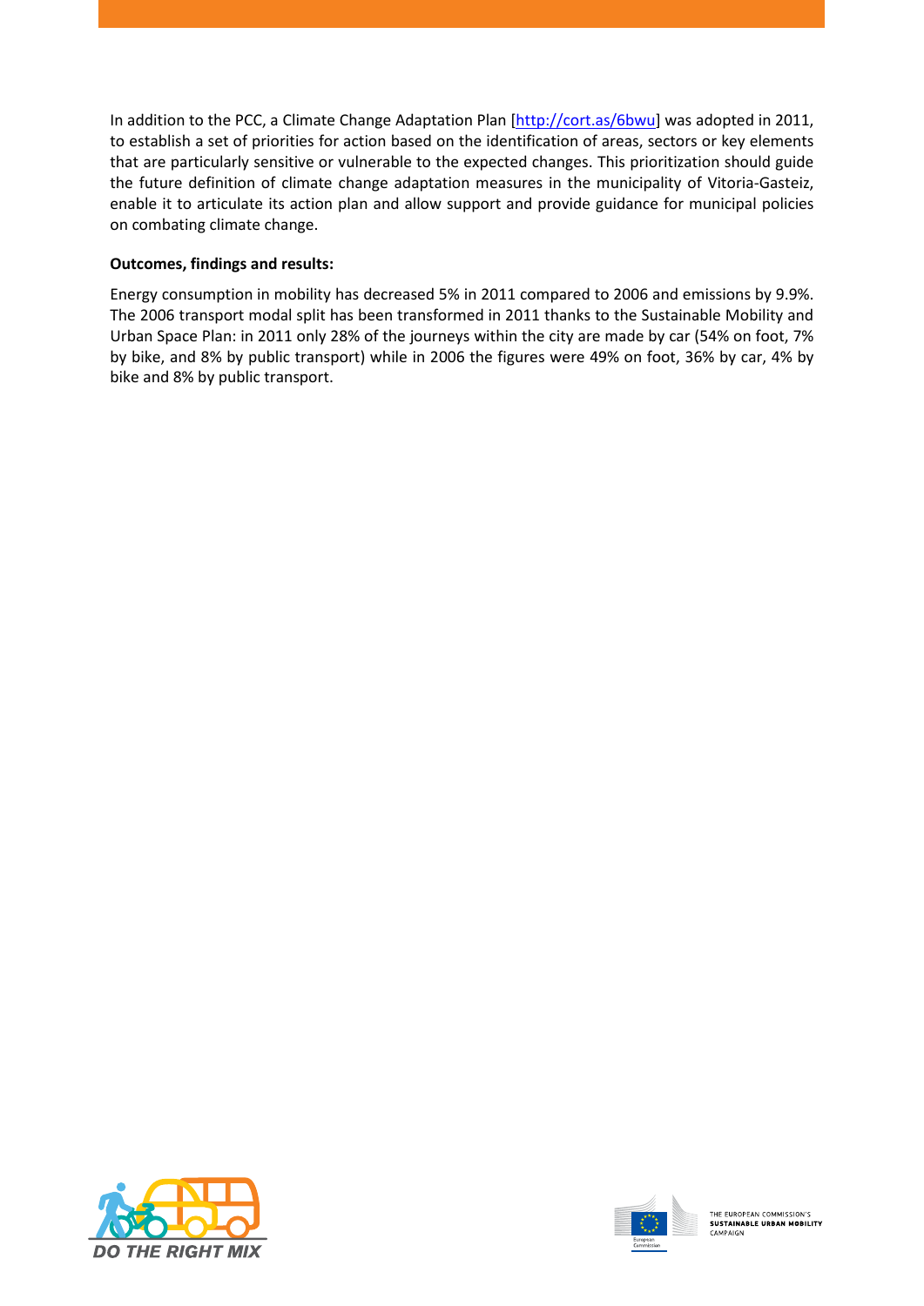In addition to the PCC, a Climate Change Adaptation Plan [http://cort.as/6bwu] was adopted in 2011, to establish a set of priorities for action based on the identification of areas, sectors or key elements that are particularly sensitive or vulnerable to the expected changes. This prioritization should guide the future definition of climate change adaptation measures in the municipality of Vitoria-Gasteiz, enable it to articulate its action plan and allow support and provide guidance for municipal policies on combating climate change.

**Outcomes, findings and results:**

Energy consumption in mobility has decreased 5% in 2011 compared to 2006 and emissions by 9.9%. The 2006 transport modal split has been transformed in 2011 thanks to the Sustainable Mobility and Urban Space Plan: in 2011 only 28% of the journeys within the city are made by car (54% on foot, 7% by bike, and 8% by public transport) while in 2006 the figures were 49% on foot, 36% by car, 4% by bike and 8% by public transport.